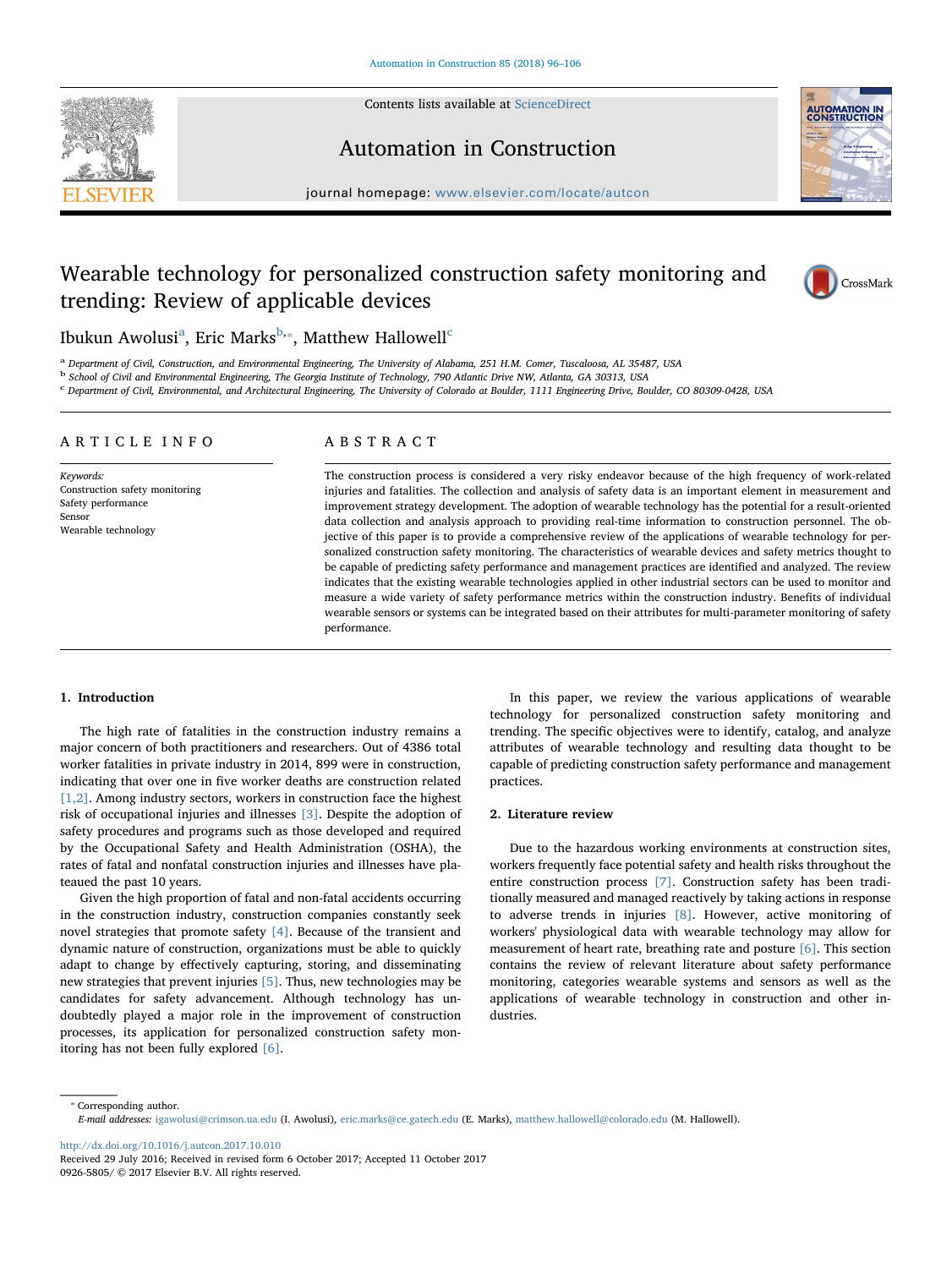# Wearable technology for personalized construction safety monitoring and trending: Review of applicable devices

Ibukun Awolusi[a], Eric Marks[b,*], Matthew Hallowell[c]

[a] Department of Civil, Construction, and Environmental Engineering, The University of Alabama, 251 H.M. Comer, Tuscaloosa, AL 35487, USA
[b] School of Civil and Environmental Engineering, The Georgia Institute of Technology, 790 Atlantic Drive NW, Atlanta, GA 30313, USA
[c] Department of Civil, Environmental, and Architectural Engineering, The University of Colorado at Boulder, 1111 Engineering Drive, Boulder, CO 80309-0428, USA

## ARTICLE INFO

*Keywords:*
Construction safety monitoring
Safety performance
Sensor
Wearable technology

## ABSTRACT

The construction process is considered a very risky endeavor because of the high frequency of work-related injuries and fatalities. The collection and analysis of safety data is an important element in measurement and improvement strategy development. The adoption of wearable technology has the potential for a result-oriented data collection and analysis approach to providing real-time information to construction personnel. The objective of this paper is to provide a comprehensive review of the applications of wearable technology for personalized construction safety monitoring. The characteristics of wearable devices and safety metrics thought to be capable of predicting safety performance and management practices are identified and analyzed. The review indicates that the existing wearable technologies applied in other industrial sectors can be used to monitor and measure a wide variety of safety performance metrics within the construction industry. Benefits of individual wearable sensors or systems can be integrated based on their attributes for multi-parameter monitoring of safety performance.

## 1. Introduction

The high rate of fatalities in the construction industry remains a major concern of both practitioners and researchers. Out of 4386 total worker fatalities in private industry in 2014, 899 were in construction, indicating that over one in five worker deaths are construction related [1,2]. Among industry sectors, workers in construction face the highest risk of occupational injuries and illnesses [3]. Despite the adoption of safety procedures and programs such as those developed and required by the Occupational Safety and Health Administration (OSHA), the rates of fatal and nonfatal construction injuries and illnesses have plateaued the past 10 years.

Given the high proportion of fatal and non-fatal accidents occurring in the construction industry, construction companies constantly seek novel strategies that promote safety [4]. Because of the transient and dynamic nature of construction, organizations must be able to quickly adapt to change by effectively capturing, storing, and disseminating new strategies that prevent injuries [5]. Thus, new technologies may be candidates for safety advancement. Although technology has undoubtedly played a major role in the improvement of construction processes, its application for personalized construction safety monitoring has not been fully explored [6].

In this paper, we review the various applications of wearable technology for personalized construction safety monitoring and trending. The specific objectives were to identify, catalog, and analyze attributes of wearable technology and resulting data thought to be capable of predicting construction safety performance and management practices.

## 2. Literature review

Due to the hazardous working environments at construction sites, workers frequently face potential safety and health risks throughout the entire construction process [7]. Construction safety has been traditionally measured and managed reactively by taking actions in response to adverse trends in injuries [8]. However, active monitoring of workers' physiological data with wearable technology may allow for measurement of heart rate, breathing rate and posture [6]. This section contains the review of relevant literature about safety performance monitoring, categories wearable systems and sensors as well as the applications of wearable technology in construction and other industries.

* Corresponding author.
*E-mail addresses:* igawolusi@crimson.ua.edu (I. Awolusi), eric.marks@ce.gatech.edu (E. Marks), matthew.hallowell@colorado.edu (M. Hallowell).

http://dx.doi.org/10.1016/j.autcon.2017.10.010
Received 29 July 2016; Received in revised form 6 October 2017; Accepted 11 October 2017
0926-5805/ © 2017 Elsevier B.V. All rights reserved.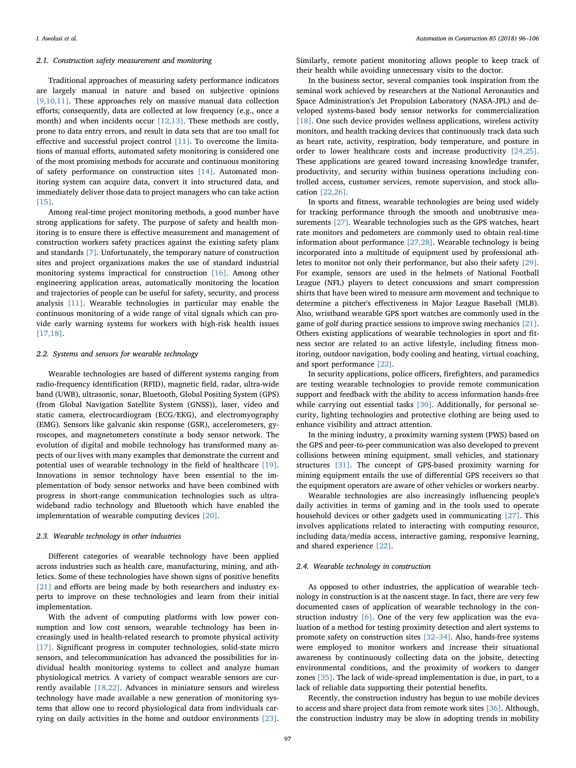### 2.1. Construction safety measurement and monitoring

Traditional approaches of measuring safety performance indicators are largely manual in nature and based on subjective opinions [9,10,11]. These approaches rely on massive manual data collection efforts; consequently, data are collected at low frequency (e.g., once a month) and when incidents occur [12,13]. These methods are costly, prone to data entry errors, and result in data sets that are too small for effective and successful project control [11]. To overcome the limitations of manual efforts, automated safety monitoring is considered one of the most promising methods for accurate and continuous monitoring of safety performance on construction sites [14]. Automated monitoring system can acquire data, convert it into structured data, and immediately deliver those data to project managers who can take action [15].

Among real-time project monitoring methods, a good number have strong applications for safety. The purpose of safety and health monitoring is to ensure there is effective measurement and management of construction workers safety practices against the existing safety plans and standards [7]. Unfortunately, the temporary nature of construction sites and project organizations makes the use of standard industrial monitoring systems impractical for construction [16]. Among other engineering application areas, automatically monitoring the location and trajectories of people can be useful for safety, security, and process analysis [11]. Wearable technologies in particular may enable the continuous monitoring of a wide range of vital signals which can provide early warning systems for workers with high-risk health issues [17,18].

### 2.2. Systems and sensors for wearable technology

Wearable technologies are based of different systems ranging from radio-frequency identification (RFID), magnetic field, radar, ultra-wide band (UWB), ultrasonic, sonar, Bluetooth, Global Positing System (GPS) (from Global Navigation Satellite System (GNSS)), laser, video and static camera, electrocardiogram (ECG/EKG), and electromyography (EMG). Sensors like galvanic skin response (GSR), accelerometers, gyroscopes, and magnetometers constitute a body sensor network. The evolution of digital and mobile technology has transformed many aspects of our lives with many examples that demonstrate the current and potential uses of wearable technology in the field of healthcare [19]. Innovations in sensor technology have been essential to the implementation of body sensor networks and have been combined with progress in short-range communication technologies such as ultra-wideband radio technology and Bluetooth which have enabled the implementation of wearable computing devices [20].

### 2.3. Wearable technology in other industries

Different categories of wearable technology have been applied across industries such as health care, manufacturing, mining, and athletics. Some of these technologies have shown signs of positive benefits [21] and efforts are being made by both researchers and industry experts to improve on these technologies and learn from their initial implementation.

With the advent of computing platforms with low power consumption and low cost sensors, wearable technology has been increasingly used in health-related research to promote physical activity [17]. Significant progress in computer technologies, solid-state micro sensors, and telecommunication has advanced the possibilities for individual health monitoring systems to collect and analyze human physiological metrics. A variety of compact wearable sensors are currently available [18,22]. Advances in miniature sensors and wireless technology have made available a new generation of monitoring systems that allow one to record physiological data from individuals carrying on daily activities in the home and outdoor environments [23]. Similarly, remote patient monitoring allows people to keep track of their health while avoiding unnecessary visits to the doctor.

In the business sector, several companies took inspiration from the seminal work achieved by researchers at the National Aeronautics and Space Administration's Jet Propulsion Laboratory (NASA-JPL) and developed systems-based body sensor networks for commercialization [18]. One such device provides wellness applications, wireless activity monitors, and health tracking devices that continuously track data such as heart rate, activity, respiration, body temperature, and posture in order to lower healthcare costs and increase productivity [24,25]. These applications are geared toward increasing knowledge transfer, productivity, and security within business operations including controlled access, customer services, remote supervision, and stock allocation [22,26].

In sports and fitness, wearable technologies are being used widely for tracking performance through the smooth and unobtrusive measurements [27]. Wearable technologies such as the GPS watches, heart rate monitors and pedometers are commonly used to obtain real-time information about performance [27,28]. Wearable technology is being incorporated into a multitude of equipment used by professional athletes to monitor not only their performance, but also their safety [29]. For example, sensors are used in the helmets of National Football League (NFL) players to detect concussions and smart compression shirts that have been wired to measure arm movement and technique to determine a pitcher's effectiveness in Major League Baseball (MLB). Also, wristband wearable GPS sport watches are commonly used in the game of golf during practice sessions to improve swing mechanics [21]. Others existing applications of wearable technologies in sport and fitness sector are related to an active lifestyle, including fitness monitoring, outdoor navigation, body cooling and heating, virtual coaching, and sport performance [22].

In security applications, police officers, firefighters, and paramedics are testing wearable technologies to provide remote communication support and feedback with the ability to access information hands-free while carrying out essential tasks [30]. Additionally, for personal security, lighting technologies and protective clothing are being used to enhance visibility and attract attention.

In the mining industry, a proximity warning system (PWS) based on the GPS and peer-to-peer communication was also developed to prevent collisions between mining equipment, small vehicles, and stationary structures [31]. The concept of GPS-based proximity warning for mining equipment entails the use of differential GPS receivers so that the equipment operators are aware of other vehicles or workers nearby.

Wearable technologies are also increasingly influencing people's daily activities in terms of gaming and in the tools used to operate household devices or other gadgets used in communicating [27]. This involves applications related to interacting with computing resource, including data/media access, interactive gaming, responsive learning, and shared experience [22].

### 2.4. Wearable technology in construction

As opposed to other industries, the application of wearable technology in construction is at the nascent stage. In fact, there are very few documented cases of application of wearable technology in the construction industry [6]. One of the very few application was the evaluation of a method for testing proximity detection and alert systems to promote safety on construction sites [32–34]. Also, hands-free systems were employed to monitor workers and increase their situational awareness by continuously collecting data on the jobsite, detecting environmental conditions, and the proximity of workers to danger zones [35]. The lack of wide-spread implementation is due, in part, to a lack of reliable data supporting their potential benefits.

Recently, the construction industry has begun to use mobile devices to access and share project data from remote work sites [36]. Although, the construction industry may be slow in adopting trends in mobility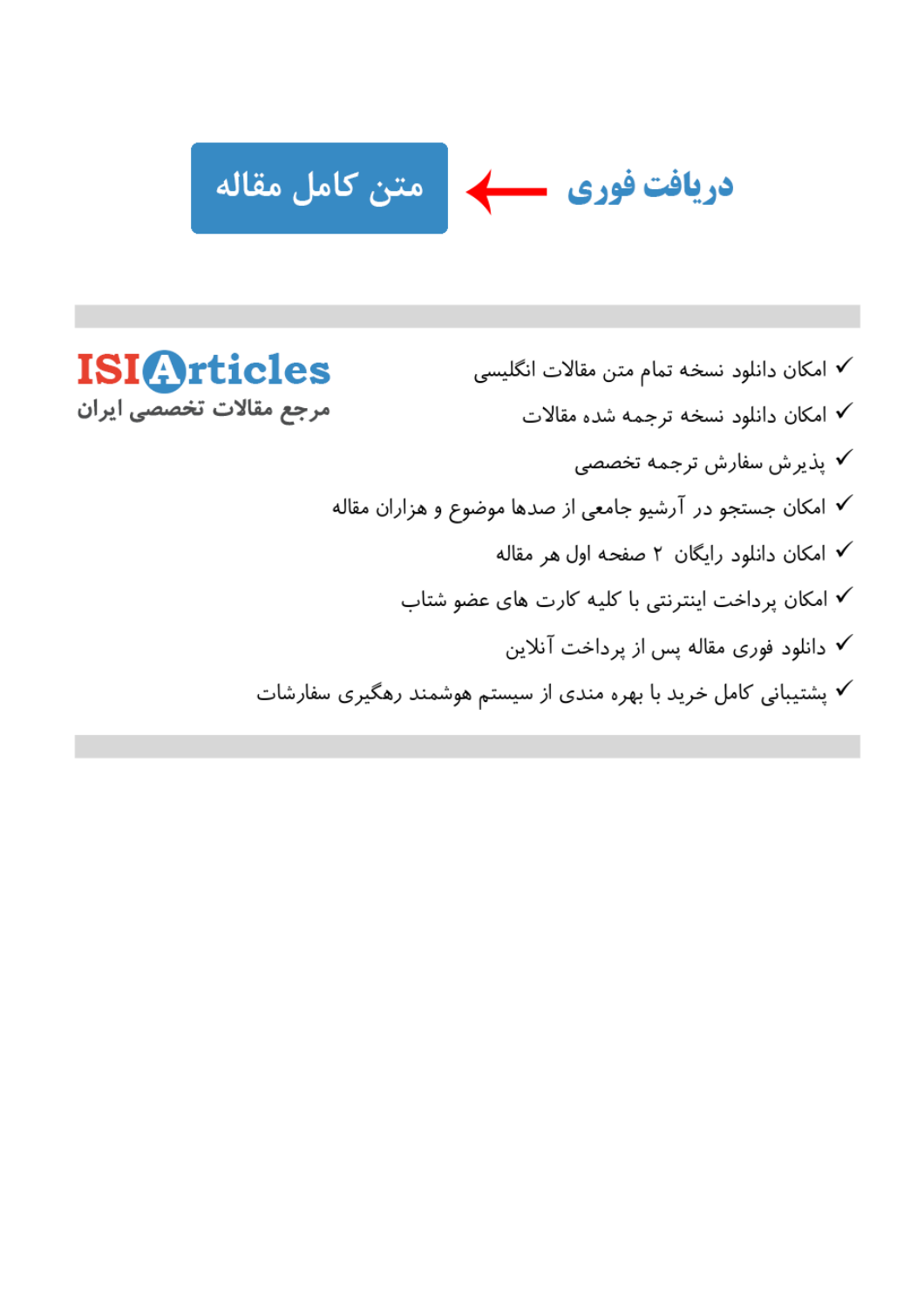دریافت فوری ← متن کامل مقاله

**ISIArticles**
مرجع مقالات تخصصی ایران

- ✓ امکان دانلود نسخه تمام متن مقالات انگلیسی
- ✓ امکان دانلود نسخه ترجمه شده مقالات
- ✓ پذیرش سفارش ترجمه تخصصی
- ✓ امکان جستجو در آرشیو جامعی از صدها موضوع و هزاران مقاله
- ✓ امکان دانلود رایگان ۲ صفحه اول هر مقاله
- ✓ امکان پرداخت اینترنتی با کلیه کارت های عضو شتاب
- ✓ دانلود فوری مقاله پس از پرداخت آنلاین
- ✓ پشتیبانی کامل خرید با بهره مندی از سیستم هوشمند رهگیری سفارشات